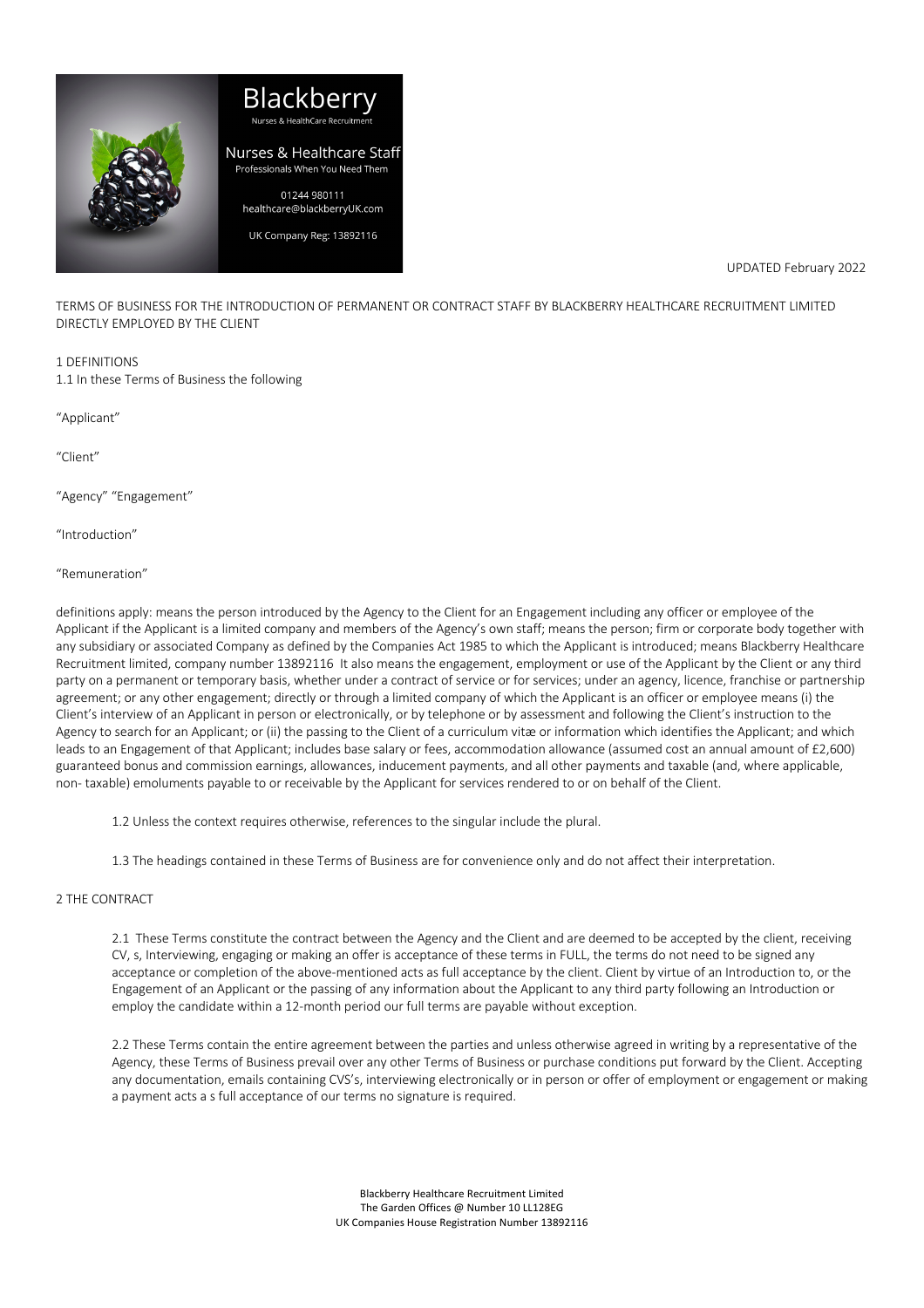Blackberry

Nurses & HealthCare Recruitment

Nurses & Healthcare Staff

Professionals When You Need Them

01244 980111

healthcare@blackberryUK.com

UK Company Reg: 13892116

UPDATED February 2022

TERMS OF BUSINESS FOR THE INTRODUCTION OF PERMANENT OR CONTRACT STAFF BY BLACKBERRY HEALTHCARE RECRUITMENT LIMITED DIRECTLY EMPLOYED BY THE CLIENT

## 1 DEFINITIONS

1.1 In these Terms of Business the following

"Applicant"

"Client"

"Agency" "Engagement"

"Introduction"

"Remuneration"

definitions apply: means the person introduced by the Agency to the Client for an Engagement including any officer or employee of the Applicant if the Applicant is a limited company and members of the Agency's own staff; means the person; firm or corporate body together with any subsidiary or associated Company as defined by the Companies Act 1985 to which the Applicant is introduced; means Blackberry Healthcare Recruitment limited, company number 13892116 It also means the engagement, employment or use of the Applicant by the Client or any third party on a permanent or temporary basis, whether under a contract of service or for services; under an agency, licence, franchise or partnership agreement; or any other engagement; directly or through a limited company of which the Applicant is an officer or employee means (i) the Client's interview of an Applicant in person or electronically, or by telephone or by assessment and following the Client's instruction to the Agency to search for an Applicant; or (ii) the passing to the Client of a curriculum vitæ or information which identifies the Applicant; and which leads to an Engagement of that Applicant; includes base salary or fees, accommodation allowance (assumed cost an annual amount of £2,600) guaranteed bonus and commission earnings, allowances, inducement payments, and all other payments and taxable (and, where applicable, non- taxable) emoluments payable to or receivable by the Applicant for services rendered to or on behalf of the Client.

1.2 Unless the context requires otherwise, references to the singular include the plural.

1.3 The headings contained in these Terms of Business are for convenience only and do not affect their interpretation.

## 2 THE CONTRACT

2.1 These Terms constitute the contract between the Agency and the Client and are deemed to be accepted by the client, receiving CV, s, Interviewing, engaging or making an offer is acceptance of these terms in FULL, the terms do not need to be signed any acceptance or completion of the above-mentioned acts as full acceptance by the client. Client by virtue of an Introduction to, or the Engagement of an Applicant or the passing of any information about the Applicant to any third party following an Introduction or employ the candidate within a 12-month period our full terms are payable without exception.

2.2 These Terms contain the entire agreement between the parties and unless otherwise agreed in writing by a representative of the Agency, these Terms of Business prevail over any other Terms of Business or purchase conditions put forward by the Client. Accepting any documentation, emails containing CVS's, interviewing electronically or in person or offer of employment or engagement or making a payment acts a s full acceptance of our terms no signature is required.

Blackberry Healthcare Recruitment Limited
The Garden Offices @ Number 10 LL128EG
UK Companies House Registration Number 13892116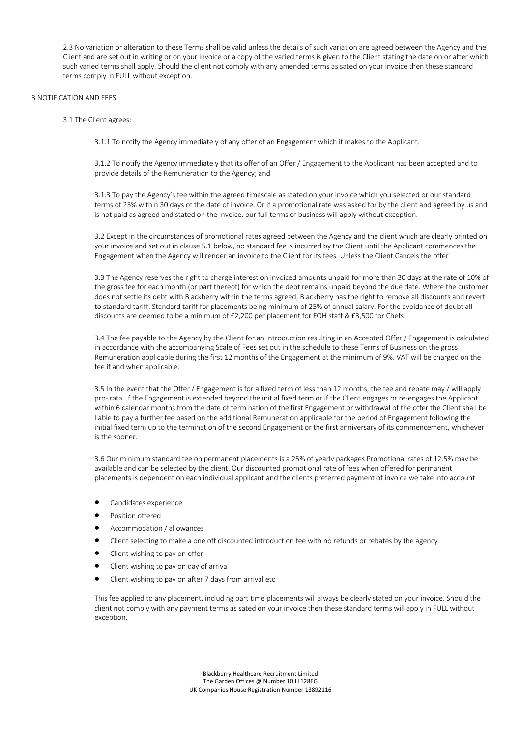2.3 No variation or alteration to these Terms shall be valid unless the details of such variation are agreed between the Agency and the Client and are set out in writing or on your invoice or a copy of the varied terms is given to the Client stating the date on or after which such varied terms shall apply. Should the client not comply with any amended terms as sated on your invoice then these standard terms comply in FULL without exception.

## 3 NOTIFICATION AND FEES

3.1 The Client agrees:

3.1.1 To notify the Agency immediately of any offer of an Engagement which it makes to the Applicant.

3.1.2 To notify the Agency immediately that its offer of an Offer / Engagement to the Applicant has been accepted and to provide details of the Remuneration to the Agency; and

3.1.3 To pay the Agency's fee within the agreed timescale as stated on your invoice which you selected or our standard terms of 25% within 30 days of the date of invoice. Or if a promotional rate was asked for by the client and agreed by us and is not paid as agreed and stated on the invoice, our full terms of business will apply without exception.

3.2 Except in the circumstances of promotional rates agreed between the Agency and the client which are clearly printed on your invoice and set out in clause 5.1 below, no standard fee is incurred by the Client until the Applicant commences the Engagement when the Agency will render an invoice to the Client for its fees. Unless the Client Cancels the offer!

3.3 The Agency reserves the right to charge interest on invoiced amounts unpaid for more than 30 days at the rate of 10% of the gross fee for each month (or part thereof) for which the debt remains unpaid beyond the due date. Where the customer does not settle its debt with Blackberry within the terms agreed, Blackberry has the right to remove all discounts and revert to standard tariff. Standard tariff for placements being minimum of 25% of annual salary. For the avoidance of doubt all discounts are deemed to be a minimum of £2,200 per placement for FOH staff & £3,500 for Chefs.

3.4 The fee payable to the Agency by the Client for an Introduction resulting in an Accepted Offer / Engagement is calculated in accordance with the accompanying Scale of Fees set out in the schedule to these Terms of Business on the gross Remuneration applicable during the first 12 months of the Engagement at the minimum of 9%. VAT will be charged on the fee if and when applicable.

3.5 In the event that the Offer / Engagement is for a fixed term of less than 12 months, the fee and rebate may / will apply pro- rata. If the Engagement is extended beyond the initial fixed term or if the Client engages or re-engages the Applicant within 6 calendar months from the date of termination of the first Engagement or withdrawal of the offer the Client shall be liable to pay a further fee based on the additional Remuneration applicable for the period of Engagement following the initial fixed term up to the termination of the second Engagement or the first anniversary of its commencement, whichever is the sooner.

3.6 Our minimum standard fee on permanent placements is a 25% of yearly packages Promotional rates of 12.5% may be available and can be selected by the client. Our discounted promotional rate of fees when offered for permanent placements is dependent on each individual applicant and the clients preferred payment of invoice we take into account

- Candidates experience
- Position offered
- Accommodation / allowances
- Client selecting to make a one off discounted introduction fee with no refunds or rebates by the agency
- Client wishing to pay on offer
- Client wishing to pay on day of arrival
- Client wishing to pay on after 7 days from arrival etc

This fee applied to any placement, including part time placements will always be clearly stated on your invoice. Should the client not comply with any payment terms as sated on your invoice then these standard terms will apply in FULL without exception.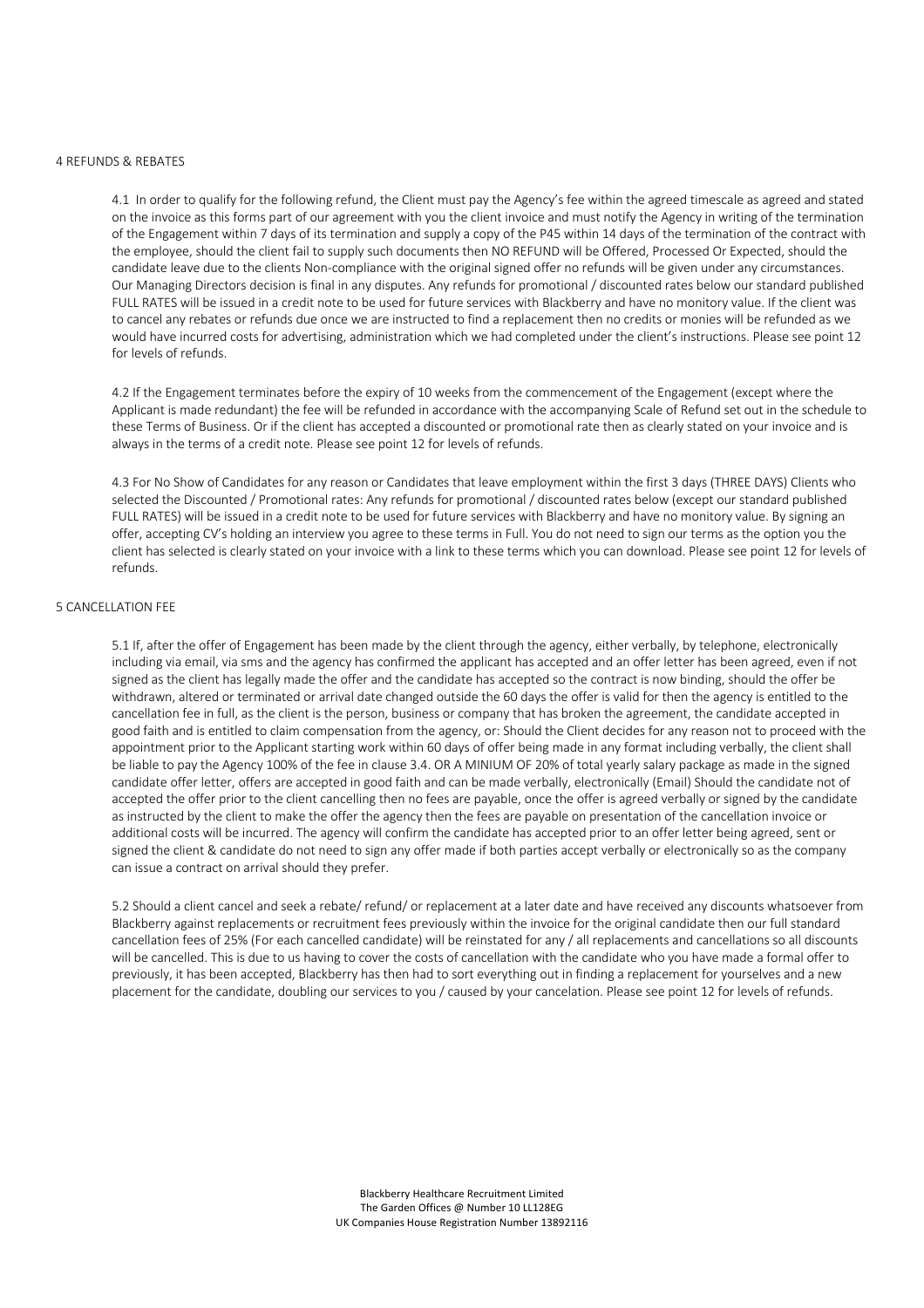## 4 REFUNDS & REBATES

4.1 In order to qualify for the following refund, the Client must pay the Agency's fee within the agreed timescale as agreed and stated on the invoice as this forms part of our agreement with you the client invoice and must notify the Agency in writing of the termination of the Engagement within 7 days of its termination and supply a copy of the P45 within 14 days of the termination of the contract with the employee, should the client fail to supply such documents then NO REFUND will be Offered, Processed Or Expected, should the candidate leave due to the clients Non-compliance with the original signed offer no refunds will be given under any circumstances. Our Managing Directors decision is final in any disputes. Any refunds for promotional / discounted rates below our standard published FULL RATES will be issued in a credit note to be used for future services with Blackberry and have no monitory value. If the client was to cancel any rebates or refunds due once we are instructed to find a replacement then no credits or monies will be refunded as we would have incurred costs for advertising, administration which we had completed under the client's instructions. Please see point 12 for levels of refunds.

4.2 If the Engagement terminates before the expiry of 10 weeks from the commencement of the Engagement (except where the Applicant is made redundant) the fee will be refunded in accordance with the accompanying Scale of Refund set out in the schedule to these Terms of Business. Or if the client has accepted a discounted or promotional rate then as clearly stated on your invoice and is always in the terms of a credit note. Please see point 12 for levels of refunds.

4.3 For No Show of Candidates for any reason or Candidates that leave employment within the first 3 days (THREE DAYS) Clients who selected the Discounted / Promotional rates: Any refunds for promotional / discounted rates below (except our standard published FULL RATES) will be issued in a credit note to be used for future services with Blackberry and have no monitory value. By signing an offer, accepting CV's holding an interview you agree to these terms in Full. You do not need to sign our terms as the option you the client has selected is clearly stated on your invoice with a link to these terms which you can download. Please see point 12 for levels of refunds.

## 5 CANCELLATION FEE

5.1 If, after the offer of Engagement has been made by the client through the agency, either verbally, by telephone, electronically including via email, via sms and the agency has confirmed the applicant has accepted and an offer letter has been agreed, even if not signed as the client has legally made the offer and the candidate has accepted so the contract is now binding, should the offer be withdrawn, altered or terminated or arrival date changed outside the 60 days the offer is valid for then the agency is entitled to the cancellation fee in full, as the client is the person, business or company that has broken the agreement, the candidate accepted in good faith and is entitled to claim compensation from the agency, or: Should the Client decides for any reason not to proceed with the appointment prior to the Applicant starting work within 60 days of offer being made in any format including verbally, the client shall be liable to pay the Agency 100% of the fee in clause 3.4. OR A MINIUM OF 20% of total yearly salary package as made in the signed candidate offer letter, offers are accepted in good faith and can be made verbally, electronically (Email) Should the candidate not of accepted the offer prior to the client cancelling then no fees are payable, once the offer is agreed verbally or signed by the candidate as instructed by the client to make the offer the agency then the fees are payable on presentation of the cancellation invoice or additional costs will be incurred. The agency will confirm the candidate has accepted prior to an offer letter being agreed, sent or signed the client & candidate do not need to sign any offer made if both parties accept verbally or electronically so as the company can issue a contract on arrival should they prefer.

5.2 Should a client cancel and seek a rebate/ refund/ or replacement at a later date and have received any discounts whatsoever from Blackberry against replacements or recruitment fees previously within the invoice for the original candidate then our full standard cancellation fees of 25% (For each cancelled candidate) will be reinstated for any / all replacements and cancellations so all discounts will be cancelled. This is due to us having to cover the costs of cancellation with the candidate who you have made a formal offer to previously, it has been accepted, Blackberry has then had to sort everything out in finding a replacement for yourselves and a new placement for the candidate, doubling our services to you / caused by your cancelation. Please see point 12 for levels of refunds.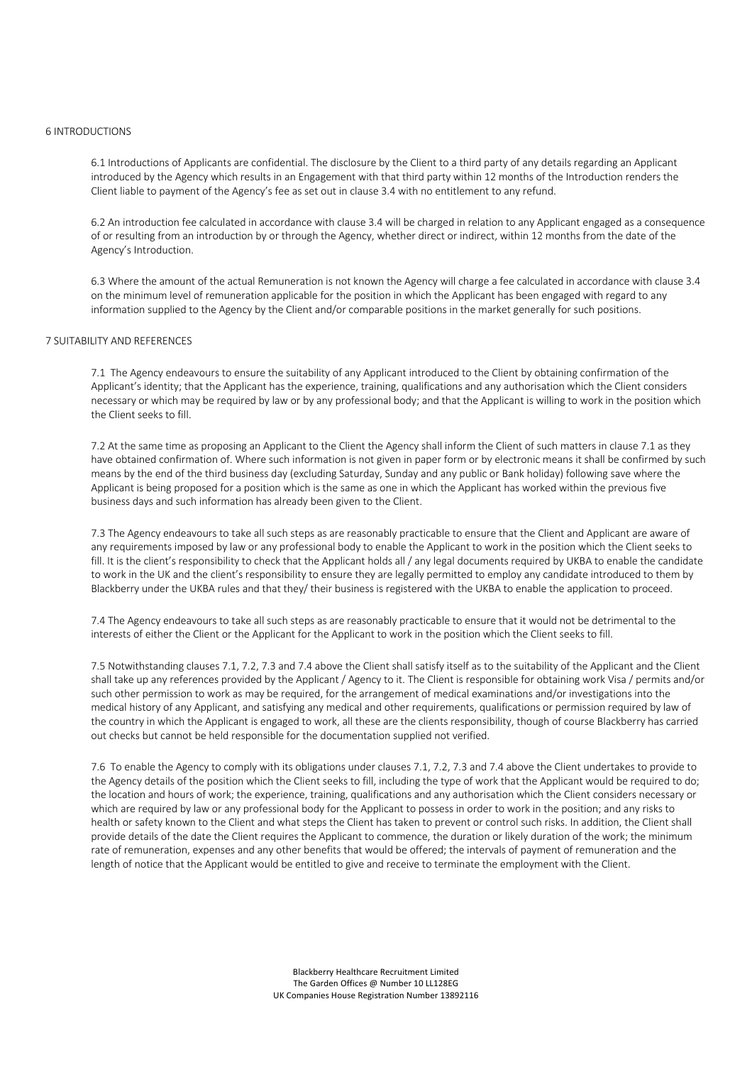## 6 INTRODUCTIONS

6.1 Introductions of Applicants are confidential. The disclosure by the Client to a third party of any details regarding an Applicant introduced by the Agency which results in an Engagement with that third party within 12 months of the Introduction renders the Client liable to payment of the Agency's fee as set out in clause 3.4 with no entitlement to any refund.

6.2 An introduction fee calculated in accordance with clause 3.4 will be charged in relation to any Applicant engaged as a consequence of or resulting from an introduction by or through the Agency, whether direct or indirect, within 12 months from the date of the Agency's Introduction.

6.3 Where the amount of the actual Remuneration is not known the Agency will charge a fee calculated in accordance with clause 3.4 on the minimum level of remuneration applicable for the position in which the Applicant has been engaged with regard to any information supplied to the Agency by the Client and/or comparable positions in the market generally for such positions.

## 7 SUITABILITY AND REFERENCES

7.1 The Agency endeavours to ensure the suitability of any Applicant introduced to the Client by obtaining confirmation of the Applicant's identity; that the Applicant has the experience, training, qualifications and any authorisation which the Client considers necessary or which may be required by law or by any professional body; and that the Applicant is willing to work in the position which the Client seeks to fill.

7.2 At the same time as proposing an Applicant to the Client the Agency shall inform the Client of such matters in clause 7.1 as they have obtained confirmation of. Where such information is not given in paper form or by electronic means it shall be confirmed by such means by the end of the third business day (excluding Saturday, Sunday and any public or Bank holiday) following save where the Applicant is being proposed for a position which is the same as one in which the Applicant has worked within the previous five business days and such information has already been given to the Client.

7.3 The Agency endeavours to take all such steps as are reasonably practicable to ensure that the Client and Applicant are aware of any requirements imposed by law or any professional body to enable the Applicant to work in the position which the Client seeks to fill. It is the client's responsibility to check that the Applicant holds all / any legal documents required by UKBA to enable the candidate to work in the UK and the client's responsibility to ensure they are legally permitted to employ any candidate introduced to them by Blackberry under the UKBA rules and that they/ their business is registered with the UKBA to enable the application to proceed.

7.4 The Agency endeavours to take all such steps as are reasonably practicable to ensure that it would not be detrimental to the interests of either the Client or the Applicant for the Applicant to work in the position which the Client seeks to fill.

7.5 Notwithstanding clauses 7.1, 7.2, 7.3 and 7.4 above the Client shall satisfy itself as to the suitability of the Applicant and the Client shall take up any references provided by the Applicant / Agency to it. The Client is responsible for obtaining work Visa / permits and/or such other permission to work as may be required, for the arrangement of medical examinations and/or investigations into the medical history of any Applicant, and satisfying any medical and other requirements, qualifications or permission required by law of the country in which the Applicant is engaged to work, all these are the clients responsibility, though of course Blackberry has carried out checks but cannot be held responsible for the documentation supplied not verified.

7.6 To enable the Agency to comply with its obligations under clauses 7.1, 7.2, 7.3 and 7.4 above the Client undertakes to provide to the Agency details of the position which the Client seeks to fill, including the type of work that the Applicant would be required to do; the location and hours of work; the experience, training, qualifications and any authorisation which the Client considers necessary or which are required by law or any professional body for the Applicant to possess in order to work in the position; and any risks to health or safety known to the Client and what steps the Client has taken to prevent or control such risks. In addition, the Client shall provide details of the date the Client requires the Applicant to commence, the duration or likely duration of the work; the minimum rate of remuneration, expenses and any other benefits that would be offered; the intervals of payment of remuneration and the length of notice that the Applicant would be entitled to give and receive to terminate the employment with the Client.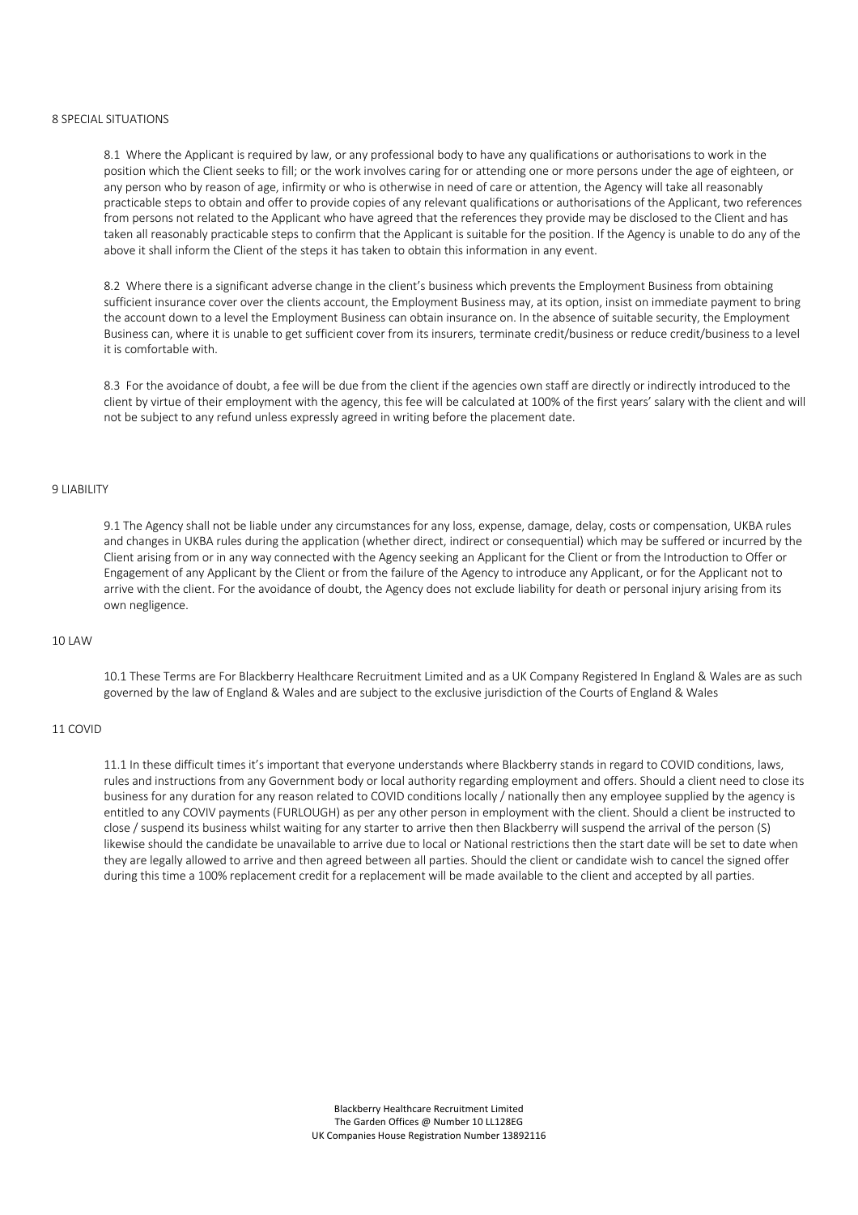## 8 SPECIAL SITUATIONS

8.1 Where the Applicant is required by law, or any professional body to have any qualifications or authorisations to work in the position which the Client seeks to fill; or the work involves caring for or attending one or more persons under the age of eighteen, or any person who by reason of age, infirmity or who is otherwise in need of care or attention, the Agency will take all reasonably practicable steps to obtain and offer to provide copies of any relevant qualifications or authorisations of the Applicant, two references from persons not related to the Applicant who have agreed that the references they provide may be disclosed to the Client and has taken all reasonably practicable steps to confirm that the Applicant is suitable for the position. If the Agency is unable to do any of the above it shall inform the Client of the steps it has taken to obtain this information in any event.

8.2 Where there is a significant adverse change in the client's business which prevents the Employment Business from obtaining sufficient insurance cover over the clients account, the Employment Business may, at its option, insist on immediate payment to bring the account down to a level the Employment Business can obtain insurance on. In the absence of suitable security, the Employment Business can, where it is unable to get sufficient cover from its insurers, terminate credit/business or reduce credit/business to a level it is comfortable with.

8.3 For the avoidance of doubt, a fee will be due from the client if the agencies own staff are directly or indirectly introduced to the client by virtue of their employment with the agency, this fee will be calculated at 100% of the first years' salary with the client and will not be subject to any refund unless expressly agreed in writing before the placement date.

## 9 LIABILITY

9.1 The Agency shall not be liable under any circumstances for any loss, expense, damage, delay, costs or compensation, UKBA rules and changes in UKBA rules during the application (whether direct, indirect or consequential) which may be suffered or incurred by the Client arising from or in any way connected with the Agency seeking an Applicant for the Client or from the Introduction to Offer or Engagement of any Applicant by the Client or from the failure of the Agency to introduce any Applicant, or for the Applicant not to arrive with the client. For the avoidance of doubt, the Agency does not exclude liability for death or personal injury arising from its own negligence.

## 10 LAW

10.1 These Terms are For Blackberry Healthcare Recruitment Limited and as a UK Company Registered In England & Wales are as such governed by the law of England & Wales and are subject to the exclusive jurisdiction of the Courts of England & Wales

## 11 COVID

11.1 In these difficult times it's important that everyone understands where Blackberry stands in regard to COVID conditions, laws, rules and instructions from any Government body or local authority regarding employment and offers. Should a client need to close its business for any duration for any reason related to COVID conditions locally / nationally then any employee supplied by the agency is entitled to any COVIV payments (FURLOUGH) as per any other person in employment with the client. Should a client be instructed to close / suspend its business whilst waiting for any starter to arrive then then Blackberry will suspend the arrival of the person (S) likewise should the candidate be unavailable to arrive due to local or National restrictions then the start date will be set to date when they are legally allowed to arrive and then agreed between all parties. Should the client or candidate wish to cancel the signed offer during this time a 100% replacement credit for a replacement will be made available to the client and accepted by all parties.

Blackberry Healthcare Recruitment Limited
The Garden Offices @ Number 10 LL128EG
UK Companies House Registration Number 13892116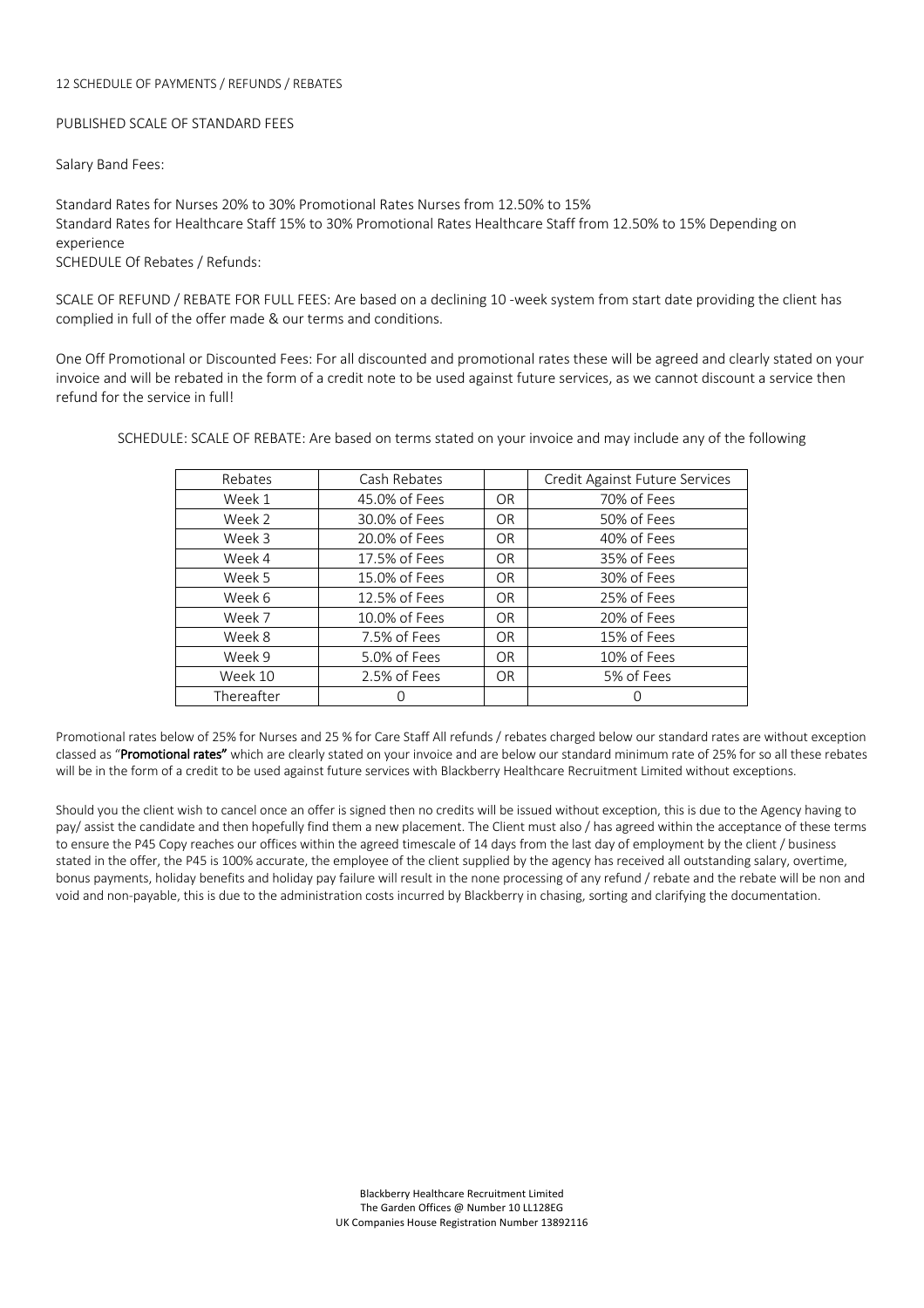12 SCHEDULE OF PAYMENTS / REFUNDS / REBATES

PUBLISHED SCALE OF STANDARD FEES

Salary Band Fees:

Standard Rates for Nurses 20% to 30% Promotional Rates Nurses from 12.50% to 15%
Standard Rates for Healthcare Staff 15% to 30% Promotional Rates Healthcare Staff from 12.50% to 15% Depending on experience
SCHEDULE Of Rebates / Refunds:

SCALE OF REFUND / REBATE FOR FULL FEES: Are based on a declining 10 -week system from start date providing the client has complied in full of the offer made & our terms and conditions.

One Off Promotional or Discounted Fees: For all discounted and promotional rates these will be agreed and clearly stated on your invoice and will be rebated in the form of a credit note to be used against future services, as we cannot discount a service then refund for the service in full!

SCHEDULE: SCALE OF REBATE: Are based on terms stated on your invoice and may include any of the following

| Rebates | Cash Rebates | | Credit Against Future Services |
|---|---|---|---|
| Week 1 | 45.0% of Fees | OR | 70% of Fees |
| Week 2 | 30.0% of Fees | OR | 50% of Fees |
| Week 3 | 20.0% of Fees | OR | 40% of Fees |
| Week 4 | 17.5% of Fees | OR | 35% of Fees |
| Week 5 | 15.0% of Fees | OR | 30% of Fees |
| Week 6 | 12.5% of Fees | OR | 25% of Fees |
| Week 7 | 10.0% of Fees | OR | 20% of Fees |
| Week 8 | 7.5% of Fees | OR | 15% of Fees |
| Week 9 | 5.0% of Fees | OR | 10% of Fees |
| Week 10 | 2.5% of Fees | OR | 5% of Fees |
| Thereafter | 0 | | 0 |

Promotional rates below of 25% for Nurses and 25 % for Care Staff All refunds / rebates charged below our standard rates are without exception classed as "**Promotional rates"** which are clearly stated on your invoice and are below our standard minimum rate of 25% for so all these rebates will be in the form of a credit to be used against future services with Blackberry Healthcare Recruitment Limited without exceptions.

Should you the client wish to cancel once an offer is signed then no credits will be issued without exception, this is due to the Agency having to pay/ assist the candidate and then hopefully find them a new placement. The Client must also / has agreed within the acceptance of these terms to ensure the P45 Copy reaches our offices within the agreed timescale of 14 days from the last day of employment by the client / business stated in the offer, the P45 is 100% accurate, the employee of the client supplied by the agency has received all outstanding salary, overtime, bonus payments, holiday benefits and holiday pay failure will result in the none processing of any refund / rebate and the rebate will be non and void and non-payable, this is due to the administration costs incurred by Blackberry in chasing, sorting and clarifying the documentation.

Blackberry Healthcare Recruitment Limited
The Garden Offices @ Number 10 LL128EG
UK Companies House Registration Number 13892116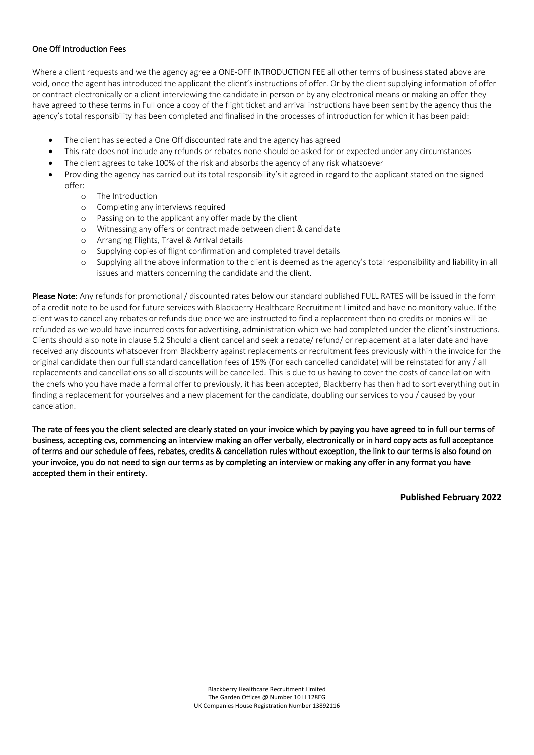## One Off Introduction Fees

Where a client requests and we the agency agree a ONE-OFF INTRODUCTION FEE all other terms of business stated above are void, once the agent has introduced the applicant the client's instructions of offer. Or by the client supplying information of offer or contract electronically or a client interviewing the candidate in person or by any electronical means or making an offer they have agreed to these terms in Full once a copy of the flight ticket and arrival instructions have been sent by the agency thus the agency's total responsibility has been completed and finalised in the processes of introduction for which it has been paid:

- The client has selected a One Off discounted rate and the agency has agreed
- This rate does not include any refunds or rebates none should be asked for or expected under any circumstances
- The client agrees to take 100% of the risk and absorbs the agency of any risk whatsoever
- Providing the agency has carried out its total responsibility's it agreed in regard to the applicant stated on the signed offer:
  - The Introduction
  - Completing any interviews required
  - Passing on to the applicant any offer made by the client
  - Witnessing any offers or contract made between client & candidate
  - Arranging Flights, Travel & Arrival details
  - Supplying copies of flight confirmation and completed travel details
  - Supplying all the above information to the client is deemed as the agency's total responsibility and liability in all issues and matters concerning the candidate and the client.

**Please Note:** Any refunds for promotional / discounted rates below our standard published FULL RATES will be issued in the form of a credit note to be used for future services with Blackberry Healthcare Recruitment Limited and have no monitory value. If the client was to cancel any rebates or refunds due once we are instructed to find a replacement then no credits or monies will be refunded as we would have incurred costs for advertising, administration which we had completed under the client's instructions. Clients should also note in clause 5.2 Should a client cancel and seek a rebate/ refund/ or replacement at a later date and have received any discounts whatsoever from Blackberry against replacements or recruitment fees previously within the invoice for the original candidate then our full standard cancellation fees of 15% (For each cancelled candidate) will be reinstated for any / all replacements and cancellations so all discounts will be cancelled. This is due to us having to cover the costs of cancellation with the chefs who you have made a formal offer to previously, it has been accepted, Blackberry has then had to sort everything out in finding a replacement for yourselves and a new placement for the candidate, doubling our services to you / caused by your cancelation.

**The rate of fees you the client selected are clearly stated on your invoice which by paying you have agreed to in full our terms of business, accepting cvs, commencing an interview making an offer verbally, electronically or in hard copy acts as full acceptance of terms and our schedule of fees, rebates, credits & cancellation rules without exception, the link to our terms is also found on your invoice, you do not need to sign our terms as by completing an interview or making any offer in any format you have accepted them in their entirety.**

**Published February 2022**

Blackberry Healthcare Recruitment Limited
The Garden Offices @ Number 10 LL128EG
UK Companies House Registration Number 13892116